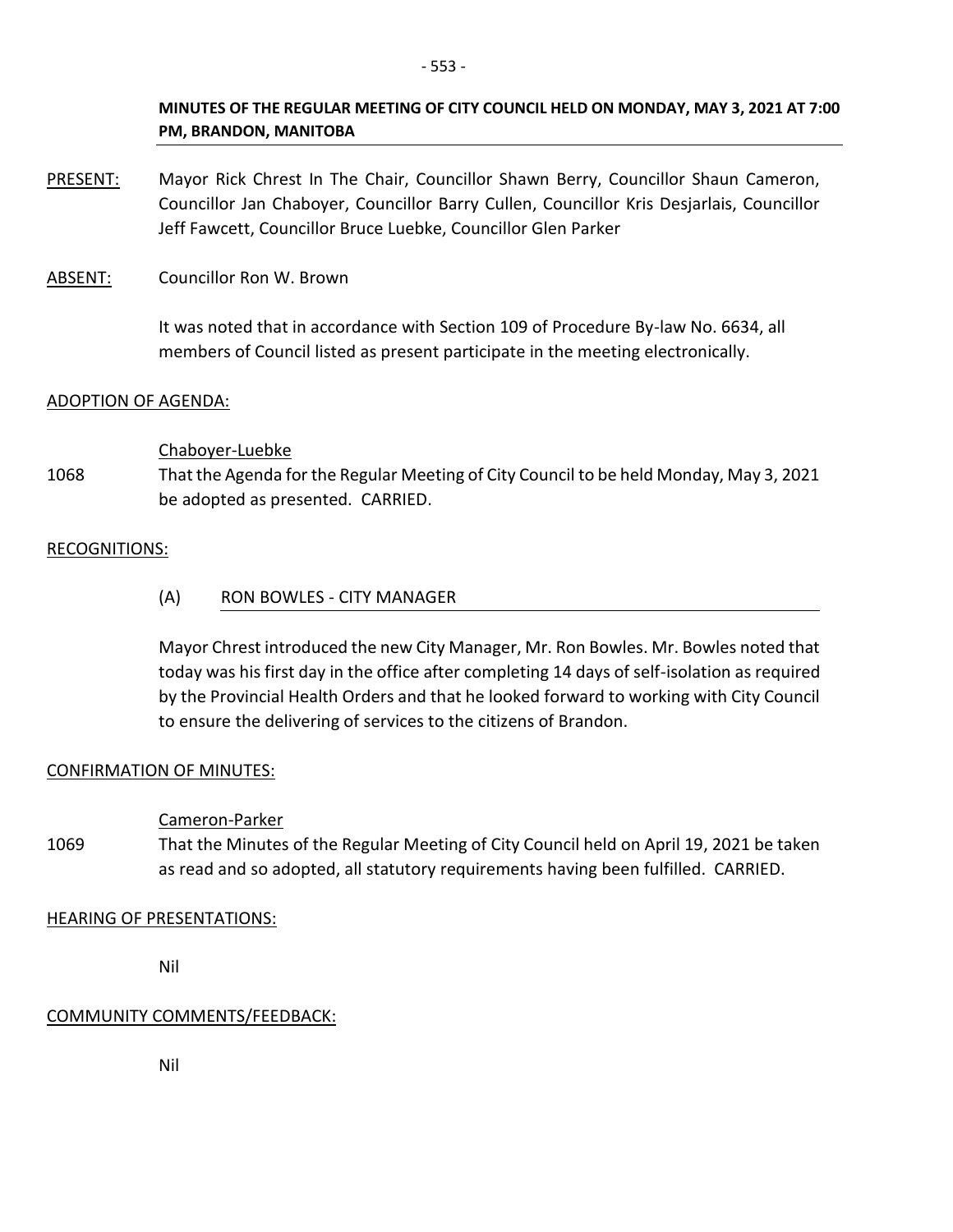**MINUTES OF THE REGULAR MEETING OF CITY COUNCIL HELD ON MONDAY, MAY 3, 2021 AT 7:00 PM, BRANDON, MANITOBA**

PRESENT: Mayor Rick Chrest In The Chair, Councillor Shawn Berry, Councillor Shaun Cameron, Councillor Jan Chaboyer, Councillor Barry Cullen, Councillor Kris Desjarlais, Councillor Jeff Fawcett, Councillor Bruce Luebke, Councillor Glen Parker

ABSENT: Councillor Ron W. Brown

It was noted that in accordance with Section 109 of Procedure By-law No. 6634, all members of Council listed as present participate in the meeting electronically.

ADOPTION OF AGENDA:

Chaboyer-Luebke

1068 That the Agenda for the Regular Meeting of City Council to be held Monday, May 3, 2021 be adopted as presented. CARRIED.

RECOGNITIONS:

(A) RON BOWLES - CITY MANAGER

Mayor Chrest introduced the new City Manager, Mr. Ron Bowles. Mr. Bowles noted that today was his first day in the office after completing 14 days of self-isolation as required by the Provincial Health Orders and that he looked forward to working with City Council to ensure the delivering of services to the citizens of Brandon.

CONFIRMATION OF MINUTES:

Cameron-Parker

1069 That the Minutes of the Regular Meeting of City Council held on April 19, 2021 be taken as read and so adopted, all statutory requirements having been fulfilled. CARRIED.

HEARING OF PRESENTATIONS:

Nil

COMMUNITY COMMENTS/FEEDBACK:

Nil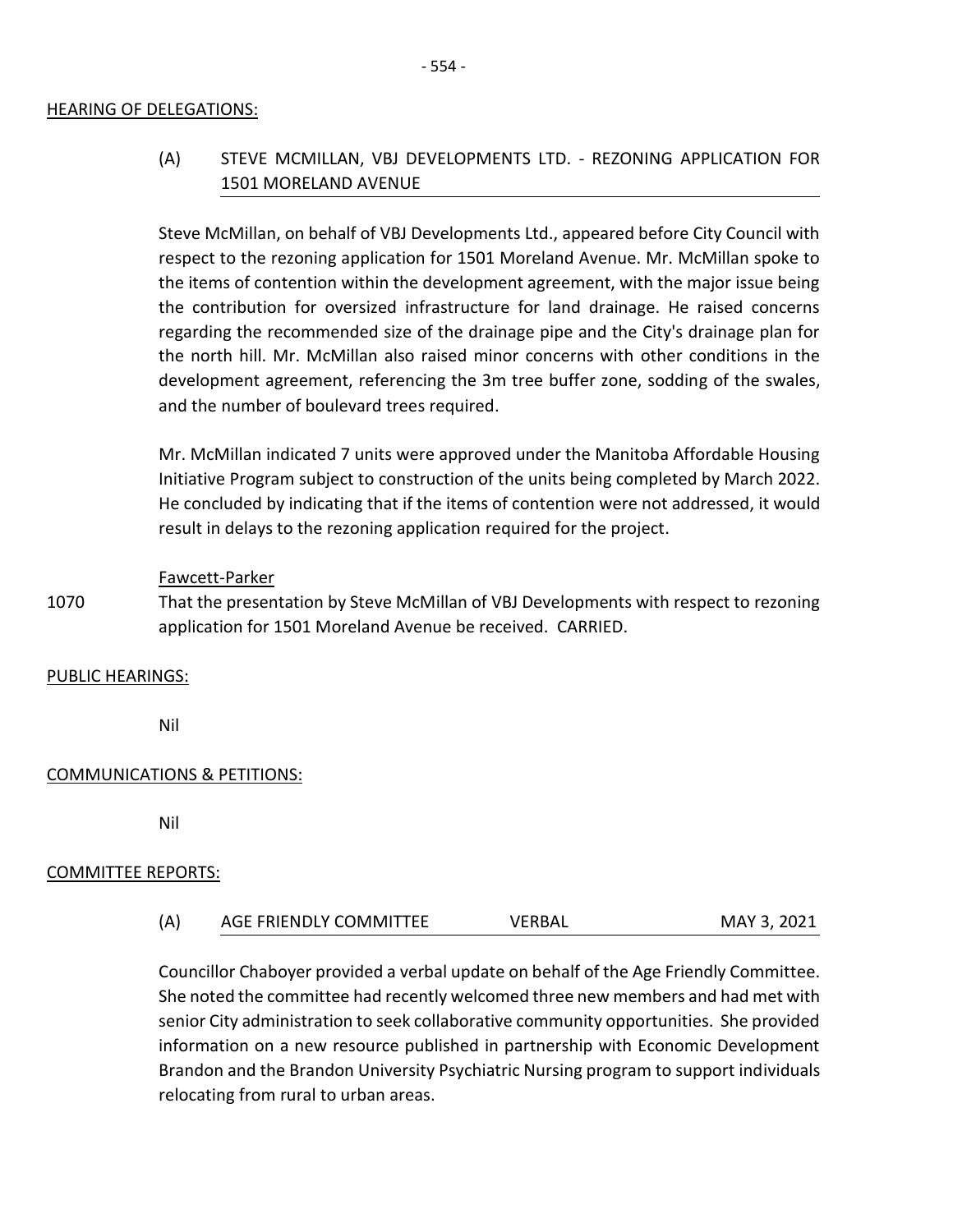## HEARING OF DELEGATIONS:

### (A) STEVE MCMILLAN, VBJ DEVELOPMENTS LTD. - REZONING APPLICATION FOR 1501 MORELAND AVENUE

Steve McMillan, on behalf of VBJ Developments Ltd., appeared before City Council with respect to the rezoning application for 1501 Moreland Avenue. Mr. McMillan spoke to the items of contention within the development agreement, with the major issue being the contribution for oversized infrastructure for land drainage. He raised concerns regarding the recommended size of the drainage pipe and the City's drainage plan for the north hill. Mr. McMillan also raised minor concerns with other conditions in the development agreement, referencing the 3m tree buffer zone, sodding of the swales, and the number of boulevard trees required.

Mr. McMillan indicated 7 units were approved under the Manitoba Affordable Housing Initiative Program subject to construction of the units being completed by March 2022. He concluded by indicating that if the items of contention were not addressed, it would result in delays to the rezoning application required for the project.

Fawcett-Parker

1070 That the presentation by Steve McMillan of VBJ Developments with respect to rezoning application for 1501 Moreland Avenue be received. CARRIED.

## PUBLIC HEARINGS:

Nil

## COMMUNICATIONS & PETITIONS:

Nil

## COMMITTEE REPORTS:

### (A) AGE FRIENDLY COMMITTEE VERBAL MAY 3, 2021

Councillor Chaboyer provided a verbal update on behalf of the Age Friendly Committee. She noted the committee had recently welcomed three new members and had met with senior City administration to seek collaborative community opportunities. She provided information on a new resource published in partnership with Economic Development Brandon and the Brandon University Psychiatric Nursing program to support individuals relocating from rural to urban areas.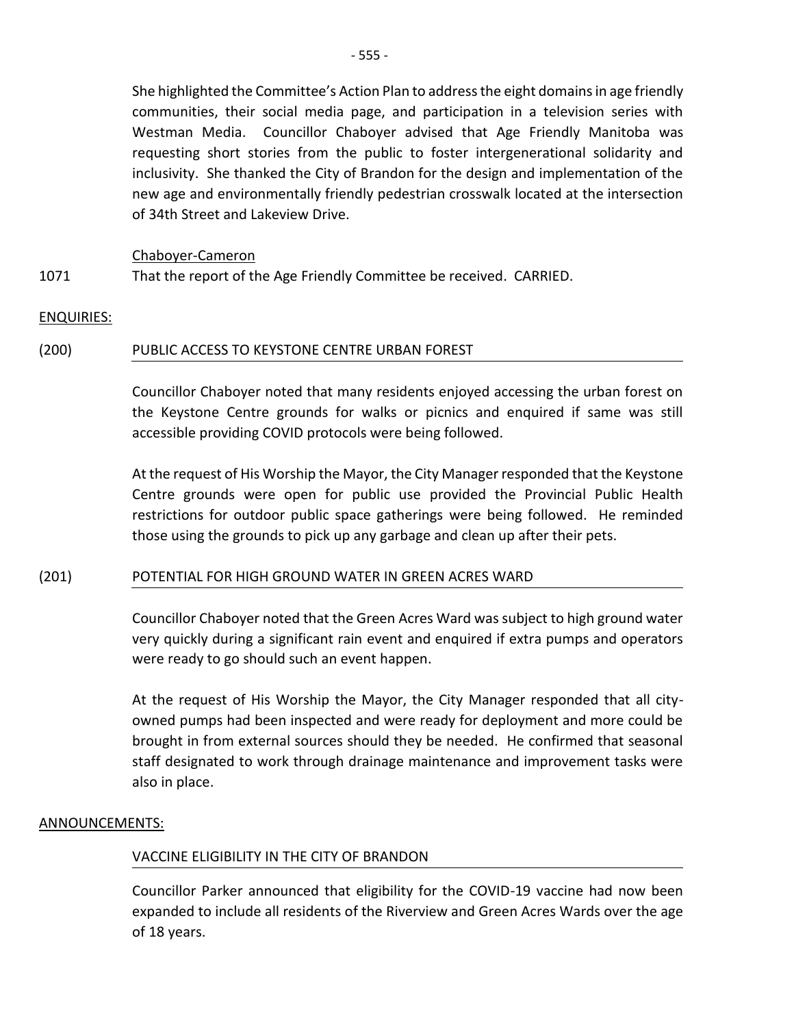She highlighted the Committee's Action Plan to address the eight domains in age friendly communities, their social media page, and participation in a television series with Westman Media. Councillor Chaboyer advised that Age Friendly Manitoba was requesting short stories from the public to foster intergenerational solidarity and inclusivity. She thanked the City of Brandon for the design and implementation of the new age and environmentally friendly pedestrian crosswalk located at the intersection of 34th Street and Lakeview Drive.

Chaboyer-Cameron

1071 That the report of the Age Friendly Committee be received. CARRIED.

## ENQUIRIES:

### (200) PUBLIC ACCESS TO KEYSTONE CENTRE URBAN FOREST

Councillor Chaboyer noted that many residents enjoyed accessing the urban forest on the Keystone Centre grounds for walks or picnics and enquired if same was still accessible providing COVID protocols were being followed.

At the request of His Worship the Mayor, the City Manager responded that the Keystone Centre grounds were open for public use provided the Provincial Public Health restrictions for outdoor public space gatherings were being followed. He reminded those using the grounds to pick up any garbage and clean up after their pets.

### (201) POTENTIAL FOR HIGH GROUND WATER IN GREEN ACRES WARD

Councillor Chaboyer noted that the Green Acres Ward was subject to high ground water very quickly during a significant rain event and enquired if extra pumps and operators were ready to go should such an event happen.

At the request of His Worship the Mayor, the City Manager responded that all city-owned pumps had been inspected and were ready for deployment and more could be brought in from external sources should they be needed. He confirmed that seasonal staff designated to work through drainage maintenance and improvement tasks were also in place.

## ANNOUNCEMENTS:

### VACCINE ELIGIBILITY IN THE CITY OF BRANDON

Councillor Parker announced that eligibility for the COVID-19 vaccine had now been expanded to include all residents of the Riverview and Green Acres Wards over the age of 18 years.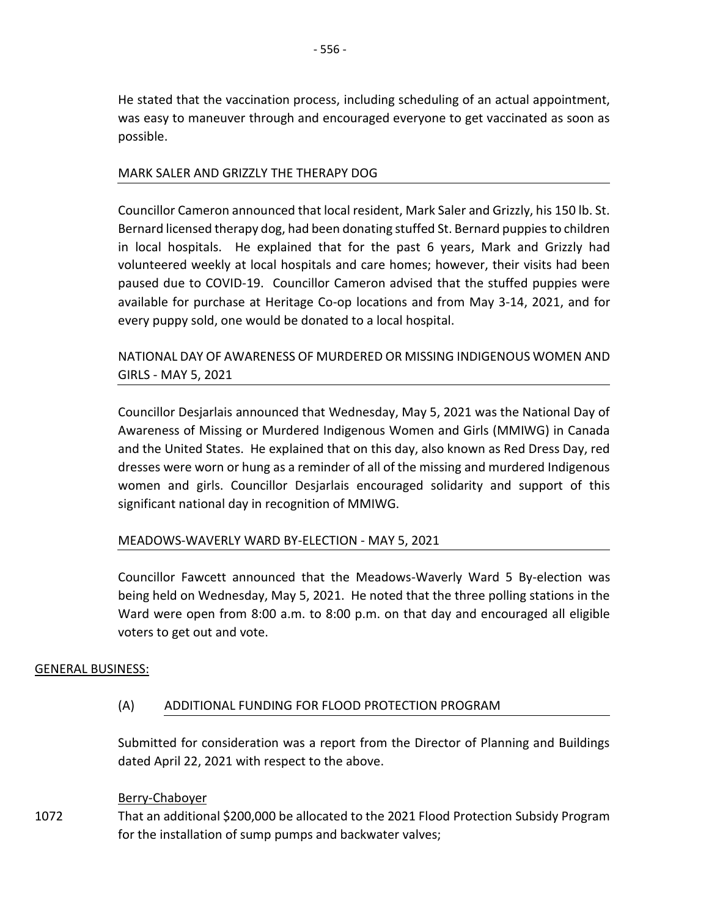He stated that the vaccination process, including scheduling of an actual appointment, was easy to maneuver through and encouraged everyone to get vaccinated as soon as possible.

MARK SALER AND GRIZZLY THE THERAPY DOG

Councillor Cameron announced that local resident, Mark Saler and Grizzly, his 150 lb. St. Bernard licensed therapy dog, had been donating stuffed St. Bernard puppies to children in local hospitals. He explained that for the past 6 years, Mark and Grizzly had volunteered weekly at local hospitals and care homes; however, their visits had been paused due to COVID-19. Councillor Cameron advised that the stuffed puppies were available for purchase at Heritage Co-op locations and from May 3-14, 2021, and for every puppy sold, one would be donated to a local hospital.

NATIONAL DAY OF AWARENESS OF MURDERED OR MISSING INDIGENOUS WOMEN AND GIRLS - MAY 5, 2021

Councillor Desjarlais announced that Wednesday, May 5, 2021 was the National Day of Awareness of Missing or Murdered Indigenous Women and Girls (MMIWG) in Canada and the United States. He explained that on this day, also known as Red Dress Day, red dresses were worn or hung as a reminder of all of the missing and murdered Indigenous women and girls. Councillor Desjarlais encouraged solidarity and support of this significant national day in recognition of MMIWG.

MEADOWS-WAVERLY WARD BY-ELECTION - MAY 5, 2021

Councillor Fawcett announced that the Meadows-Waverly Ward 5 By-election was being held on Wednesday, May 5, 2021. He noted that the three polling stations in the Ward were open from 8:00 a.m. to 8:00 p.m. on that day and encouraged all eligible voters to get out and vote.

GENERAL BUSINESS:

(A) ADDITIONAL FUNDING FOR FLOOD PROTECTION PROGRAM

Submitted for consideration was a report from the Director of Planning and Buildings dated April 22, 2021 with respect to the above.

Berry-Chaboyer

1072 That an additional $200,000 be allocated to the 2021 Flood Protection Subsidy Program for the installation of sump pumps and backwater valves;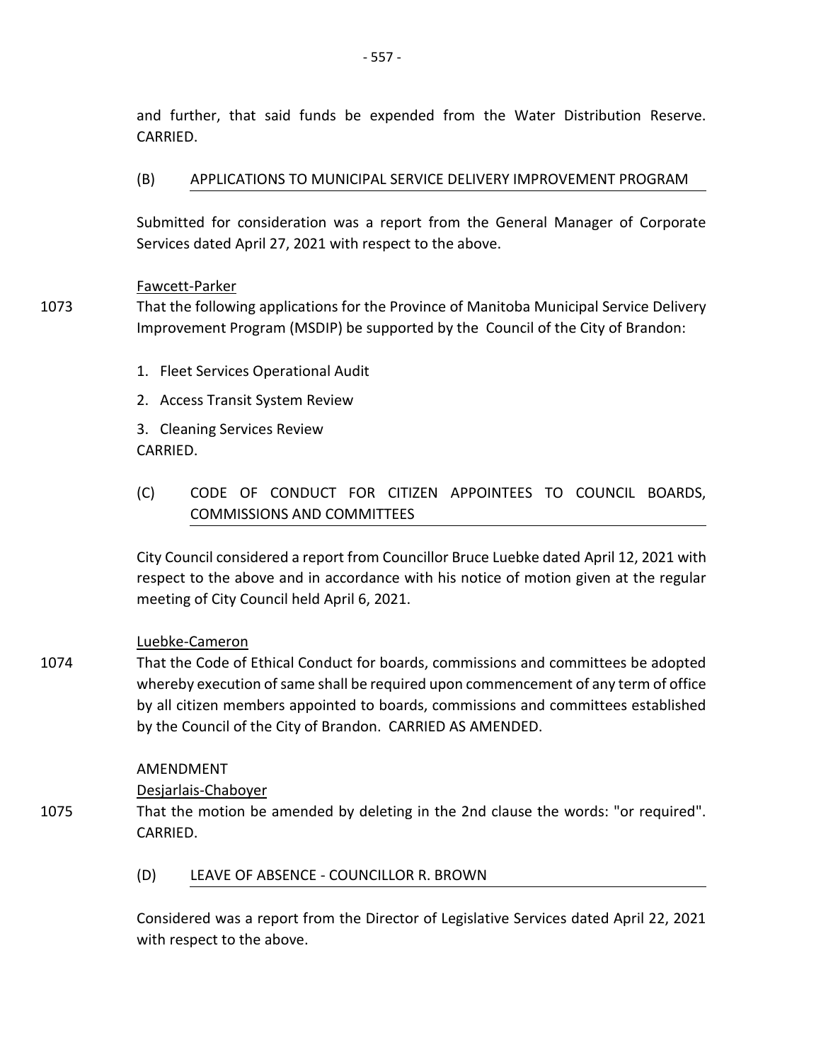and further, that said funds be expended from the Water Distribution Reserve. CARRIED.

### (B) APPLICATIONS TO MUNICIPAL SERVICE DELIVERY IMPROVEMENT PROGRAM

Submitted for consideration was a report from the General Manager of Corporate Services dated April 27, 2021 with respect to the above.

Fawcett-Parker

1073 That the following applications for the Province of Manitoba Municipal Service Delivery Improvement Program (MSDIP) be supported by the Council of the City of Brandon:

1. Fleet Services Operational Audit
2. Access Transit System Review
3. Cleaning Services Review

CARRIED.

### (C) CODE OF CONDUCT FOR CITIZEN APPOINTEES TO COUNCIL BOARDS, COMMISSIONS AND COMMITTEES

City Council considered a report from Councillor Bruce Luebke dated April 12, 2021 with respect to the above and in accordance with his notice of motion given at the regular meeting of City Council held April 6, 2021.

Luebke-Cameron

1074 That the Code of Ethical Conduct for boards, commissions and committees be adopted whereby execution of same shall be required upon commencement of any term of office by all citizen members appointed to boards, commissions and committees established by the Council of the City of Brandon. CARRIED AS AMENDED.

AMENDMENT

Desjarlais-Chaboyer

1075 That the motion be amended by deleting in the 2nd clause the words: "or required". CARRIED.

### (D) LEAVE OF ABSENCE - COUNCILLOR R. BROWN

Considered was a report from the Director of Legislative Services dated April 22, 2021 with respect to the above.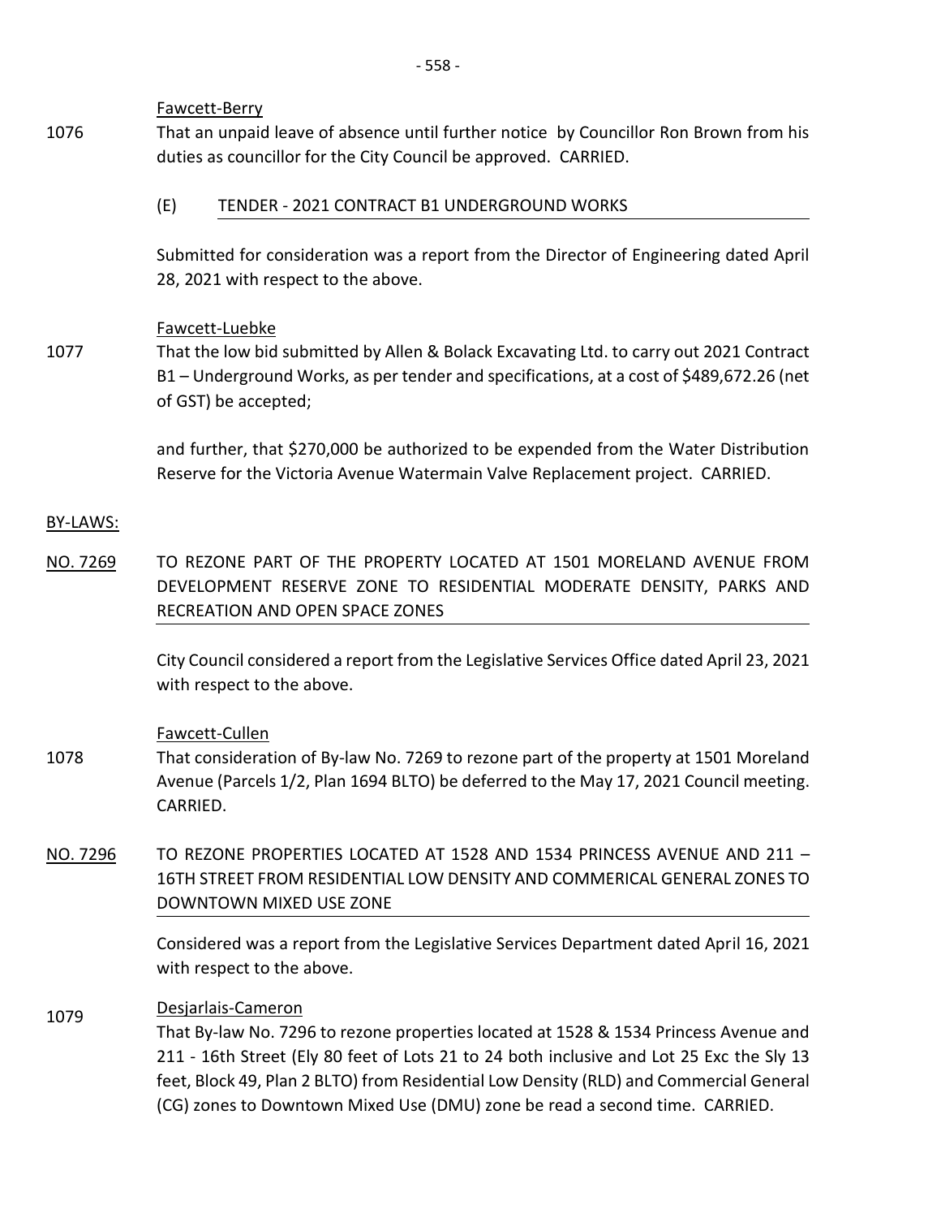Fawcett-Berry

1076 That an unpaid leave of absence until further notice by Councillor Ron Brown from his duties as councillor for the City Council be approved. CARRIED.

(E) TENDER - 2021 CONTRACT B1 UNDERGROUND WORKS

Submitted for consideration was a report from the Director of Engineering dated April 28, 2021 with respect to the above.

Fawcett-Luebke

1077 That the low bid submitted by Allen & Bolack Excavating Ltd. to carry out 2021 Contract B1 – Underground Works, as per tender and specifications, at a cost of $489,672.26 (net of GST) be accepted;

and further, that $270,000 be authorized to be expended from the Water Distribution Reserve for the Victoria Avenue Watermain Valve Replacement project. CARRIED.

BY-LAWS:

NO. 7269 TO REZONE PART OF THE PROPERTY LOCATED AT 1501 MORELAND AVENUE FROM DEVELOPMENT RESERVE ZONE TO RESIDENTIAL MODERATE DENSITY, PARKS AND RECREATION AND OPEN SPACE ZONES

City Council considered a report from the Legislative Services Office dated April 23, 2021 with respect to the above.

Fawcett-Cullen

1078 That consideration of By-law No. 7269 to rezone part of the property at 1501 Moreland Avenue (Parcels 1/2, Plan 1694 BLTO) be deferred to the May 17, 2021 Council meeting. CARRIED.

NO. 7296 TO REZONE PROPERTIES LOCATED AT 1528 AND 1534 PRINCESS AVENUE AND 211 – 16TH STREET FROM RESIDENTIAL LOW DENSITY AND COMMERICAL GENERAL ZONES TO DOWNTOWN MIXED USE ZONE

Considered was a report from the Legislative Services Department dated April 16, 2021 with respect to the above.

Desjarlais-Cameron

1079 That By-law No. 7296 to rezone properties located at 1528 & 1534 Princess Avenue and 211 - 16th Street (Ely 80 feet of Lots 21 to 24 both inclusive and Lot 25 Exc the Sly 13 feet, Block 49, Plan 2 BLTO) from Residential Low Density (RLD) and Commercial General (CG) zones to Downtown Mixed Use (DMU) zone be read a second time. CARRIED.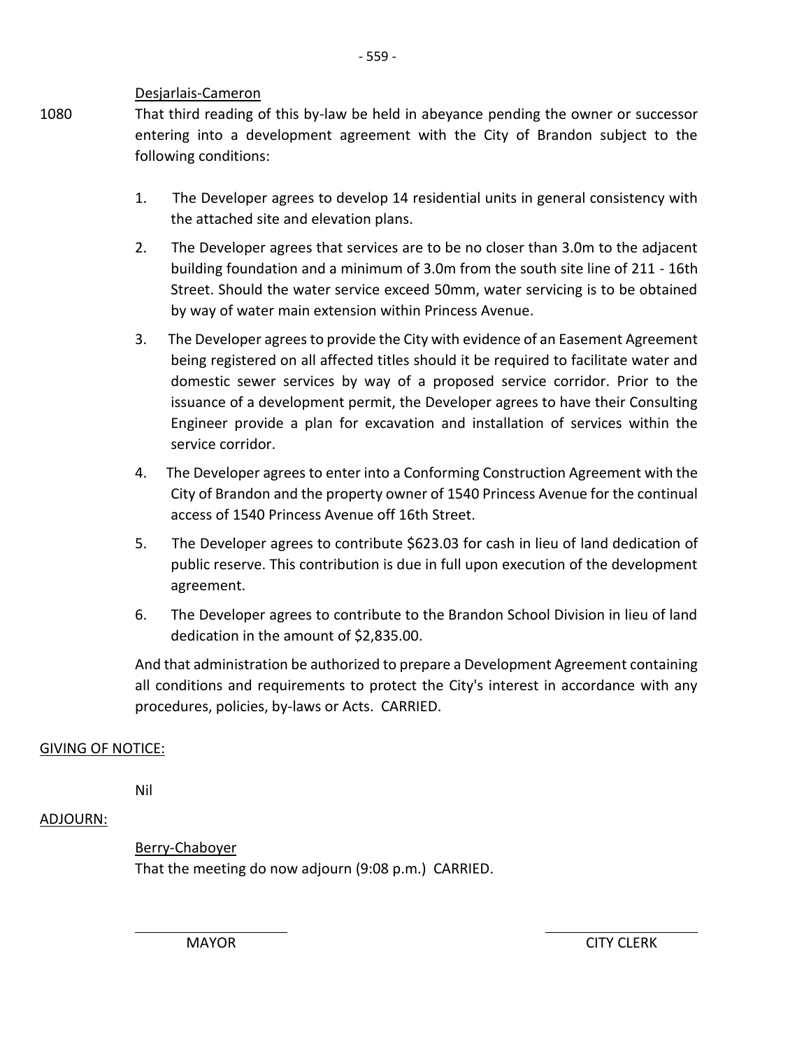Desjarlais-Cameron

1080 That third reading of this by-law be held in abeyance pending the owner or successor entering into a development agreement with the City of Brandon subject to the following conditions:

1. The Developer agrees to develop 14 residential units in general consistency with the attached site and elevation plans.
2. The Developer agrees that services are to be no closer than 3.0m to the adjacent building foundation and a minimum of 3.0m from the south site line of 211 - 16th Street. Should the water service exceed 50mm, water servicing is to be obtained by way of water main extension within Princess Avenue.
3. The Developer agrees to provide the City with evidence of an Easement Agreement being registered on all affected titles should it be required to facilitate water and domestic sewer services by way of a proposed service corridor. Prior to the issuance of a development permit, the Developer agrees to have their Consulting Engineer provide a plan for excavation and installation of services within the service corridor.
4. The Developer agrees to enter into a Conforming Construction Agreement with the City of Brandon and the property owner of 1540 Princess Avenue for the continual access of 1540 Princess Avenue off 16th Street.
5. The Developer agrees to contribute $623.03 for cash in lieu of land dedication of public reserve. This contribution is due in full upon execution of the development agreement.
6. The Developer agrees to contribute to the Brandon School Division in lieu of land dedication in the amount of $2,835.00.

And that administration be authorized to prepare a Development Agreement containing all conditions and requirements to protect the City's interest in accordance with any procedures, policies, by-laws or Acts. CARRIED.

GIVING OF NOTICE:

Nil

ADJOURN:

Berry-Chaboyer

That the meeting do now adjourn (9:08 p.m.) CARRIED.

MAYOR CITY CLERK